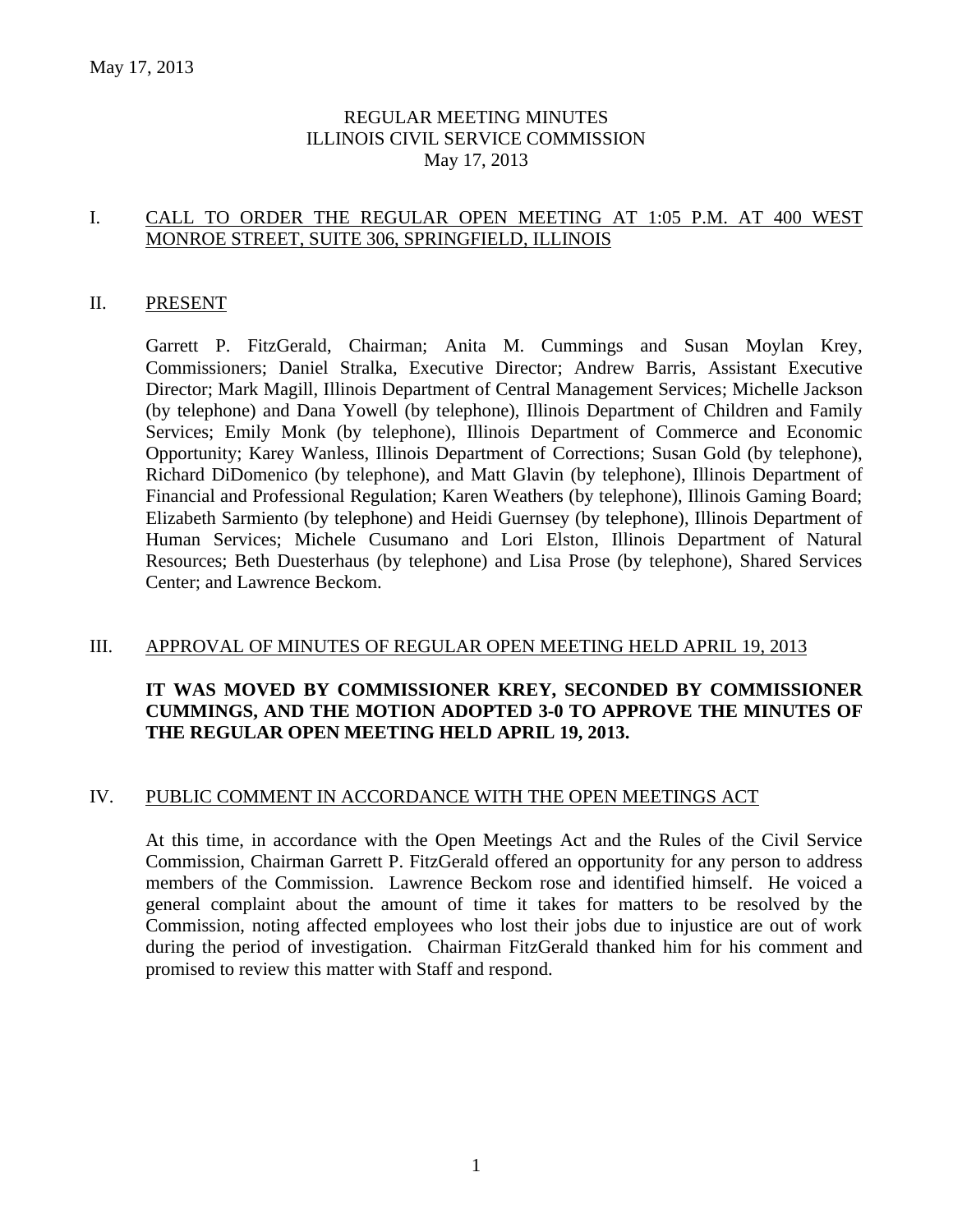May 17, 2013

# REGULAR MEETING MINUTES
# ILLINOIS CIVIL SERVICE COMMISSION
# May 17, 2013

## I. CALL TO ORDER THE REGULAR OPEN MEETING AT 1:05 P.M. AT 400 WEST MONROE STREET, SUITE 306, SPRINGFIELD, ILLINOIS

## II. PRESENT

Garrett P. FitzGerald, Chairman; Anita M. Cummings and Susan Moylan Krey, Commissioners; Daniel Stralka, Executive Director; Andrew Barris, Assistant Executive Director; Mark Magill, Illinois Department of Central Management Services; Michelle Jackson (by telephone) and Dana Yowell (by telephone), Illinois Department of Children and Family Services; Emily Monk (by telephone), Illinois Department of Commerce and Economic Opportunity; Karey Wanless, Illinois Department of Corrections; Susan Gold (by telephone), Richard DiDomenico (by telephone), and Matt Glavin (by telephone), Illinois Department of Financial and Professional Regulation; Karen Weathers (by telephone), Illinois Gaming Board; Elizabeth Sarmiento (by telephone) and Heidi Guernsey (by telephone), Illinois Department of Human Services; Michele Cusumano and Lori Elston, Illinois Department of Natural Resources; Beth Duesterhaus (by telephone) and Lisa Prose (by telephone), Shared Services Center; and Lawrence Beckom.

## III. APPROVAL OF MINUTES OF REGULAR OPEN MEETING HELD APRIL 19, 2013

**IT WAS MOVED BY COMMISSIONER KREY, SECONDED BY COMMISSIONER CUMMINGS, AND THE MOTION ADOPTED 3-0 TO APPROVE THE MINUTES OF THE REGULAR OPEN MEETING HELD APRIL 19, 2013.**

## IV. PUBLIC COMMENT IN ACCORDANCE WITH THE OPEN MEETINGS ACT

At this time, in accordance with the Open Meetings Act and the Rules of the Civil Service Commission, Chairman Garrett P. FitzGerald offered an opportunity for any person to address members of the Commission. Lawrence Beckom rose and identified himself. He voiced a general complaint about the amount of time it takes for matters to be resolved by the Commission, noting affected employees who lost their jobs due to injustice are out of work during the period of investigation. Chairman FitzGerald thanked him for his comment and promised to review this matter with Staff and respond.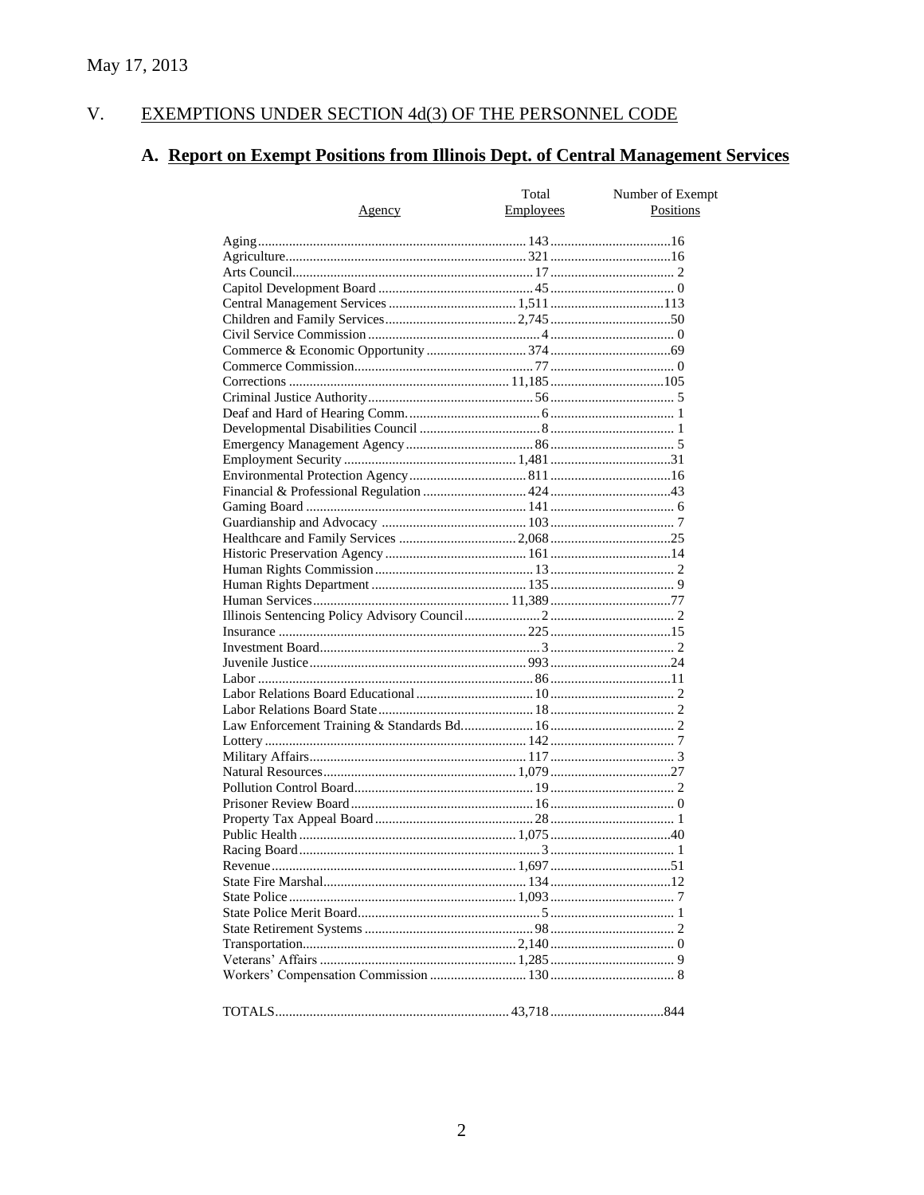May 17, 2013

## V. EXEMPTIONS UNDER SECTION 4d(3) OF THE PERSONNEL CODE

### A. Report on Exempt Positions from Illinois Dept. of Central Management Services

| Agency | Total Employees | Number of Exempt Positions |
|---|---|---|
| Aging | 143 | 16 |
| Agriculture | 321 | 16 |
| Arts Council | 17 | 2 |
| Capitol Development Board | 45 | 0 |
| Central Management Services | 1,511 | 113 |
| Children and Family Services | 2,745 | 50 |
| Civil Service Commission | 4 | 0 |
| Commerce & Economic Opportunity | 374 | 69 |
| Commerce Commission | 77 | 0 |
| Corrections | 11,185 | 105 |
| Criminal Justice Authority | 56 | 5 |
| Deaf and Hard of Hearing Comm. | 6 | 1 |
| Developmental Disabilities Council | 8 | 1 |
| Emergency Management Agency | 86 | 5 |
| Employment Security | 1,481 | 31 |
| Environmental Protection Agency | 811 | 16 |
| Financial & Professional Regulation | 424 | 43 |
| Gaming Board | 141 | 6 |
| Guardianship and Advocacy | 103 | 7 |
| Healthcare and Family Services | 2,068 | 25 |
| Historic Preservation Agency | 161 | 14 |
| Human Rights Commission | 13 | 2 |
| Human Rights Department | 135 | 9 |
| Human Services | 11,389 | 77 |
| Illinois Sentencing Policy Advisory Council | 2 | 2 |
| Insurance | 225 | 15 |
| Investment Board | 3 | 2 |
| Juvenile Justice | 993 | 24 |
| Labor | 86 | 11 |
| Labor Relations Board Educational | 10 | 2 |
| Labor Relations Board State | 18 | 2 |
| Law Enforcement Training & Standards Bd. | 16 | 2 |
| Lottery | 142 | 7 |
| Military Affairs | 117 | 3 |
| Natural Resources | 1,079 | 27 |
| Pollution Control Board | 19 | 2 |
| Prisoner Review Board | 16 | 0 |
| Property Tax Appeal Board | 28 | 1 |
| Public Health | 1,075 | 40 |
| Racing Board | 3 | 1 |
| Revenue | 1,697 | 51 |
| State Fire Marshal | 134 | 12 |
| State Police | 1,093 | 7 |
| State Police Merit Board | 5 | 1 |
| State Retirement Systems | 98 | 2 |
| Transportation | 2,140 | 0 |
| Veterans' Affairs | 1,285 | 9 |
| Workers' Compensation Commission | 130 | 8 |
| TOTALS | 43,718 | 844 |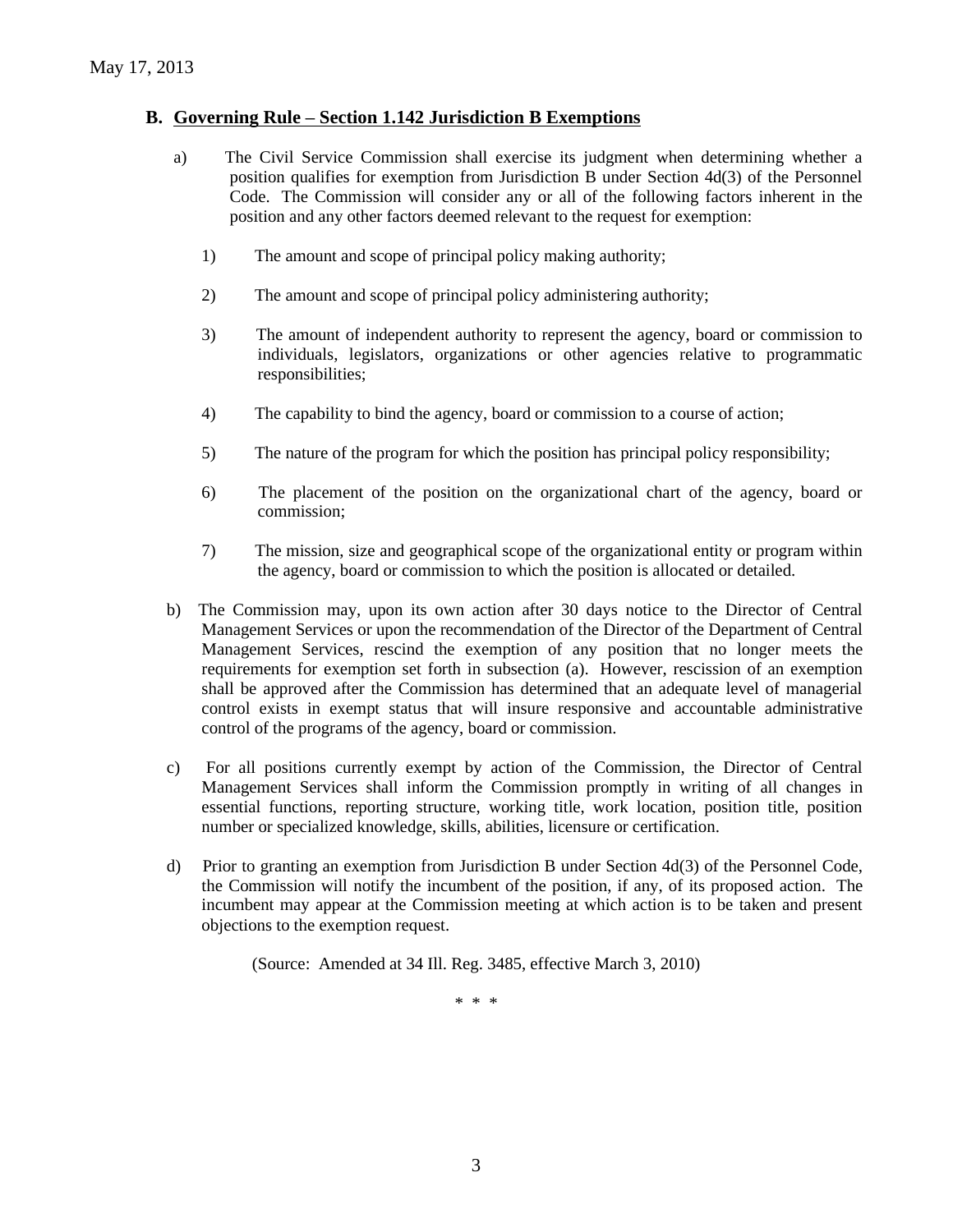## B. Governing Rule – Section 1.142 Jurisdiction B Exemptions

a) The Civil Service Commission shall exercise its judgment when determining whether a position qualifies for exemption from Jurisdiction B under Section 4d(3) of the Personnel Code. The Commission will consider any or all of the following factors inherent in the position and any other factors deemed relevant to the request for exemption:

1) The amount and scope of principal policy making authority;

2) The amount and scope of principal policy administering authority;

3) The amount of independent authority to represent the agency, board or commission to individuals, legislators, organizations or other agencies relative to programmatic responsibilities;

4) The capability to bind the agency, board or commission to a course of action;

5) The nature of the program for which the position has principal policy responsibility;

6) The placement of the position on the organizational chart of the agency, board or commission;

7) The mission, size and geographical scope of the organizational entity or program within the agency, board or commission to which the position is allocated or detailed.

b) The Commission may, upon its own action after 30 days notice to the Director of Central Management Services or upon the recommendation of the Director of the Department of Central Management Services, rescind the exemption of any position that no longer meets the requirements for exemption set forth in subsection (a). However, rescission of an exemption shall be approved after the Commission has determined that an adequate level of managerial control exists in exempt status that will insure responsive and accountable administrative control of the programs of the agency, board or commission.

c) For all positions currently exempt by action of the Commission, the Director of Central Management Services shall inform the Commission promptly in writing of all changes in essential functions, reporting structure, working title, work location, position title, position number or specialized knowledge, skills, abilities, licensure or certification.

d) Prior to granting an exemption from Jurisdiction B under Section 4d(3) of the Personnel Code, the Commission will notify the incumbent of the position, if any, of its proposed action. The incumbent may appear at the Commission meeting at which action is to be taken and present objections to the exemption request.

(Source: Amended at 34 Ill. Reg. 3485, effective March 3, 2010)

\* \* \*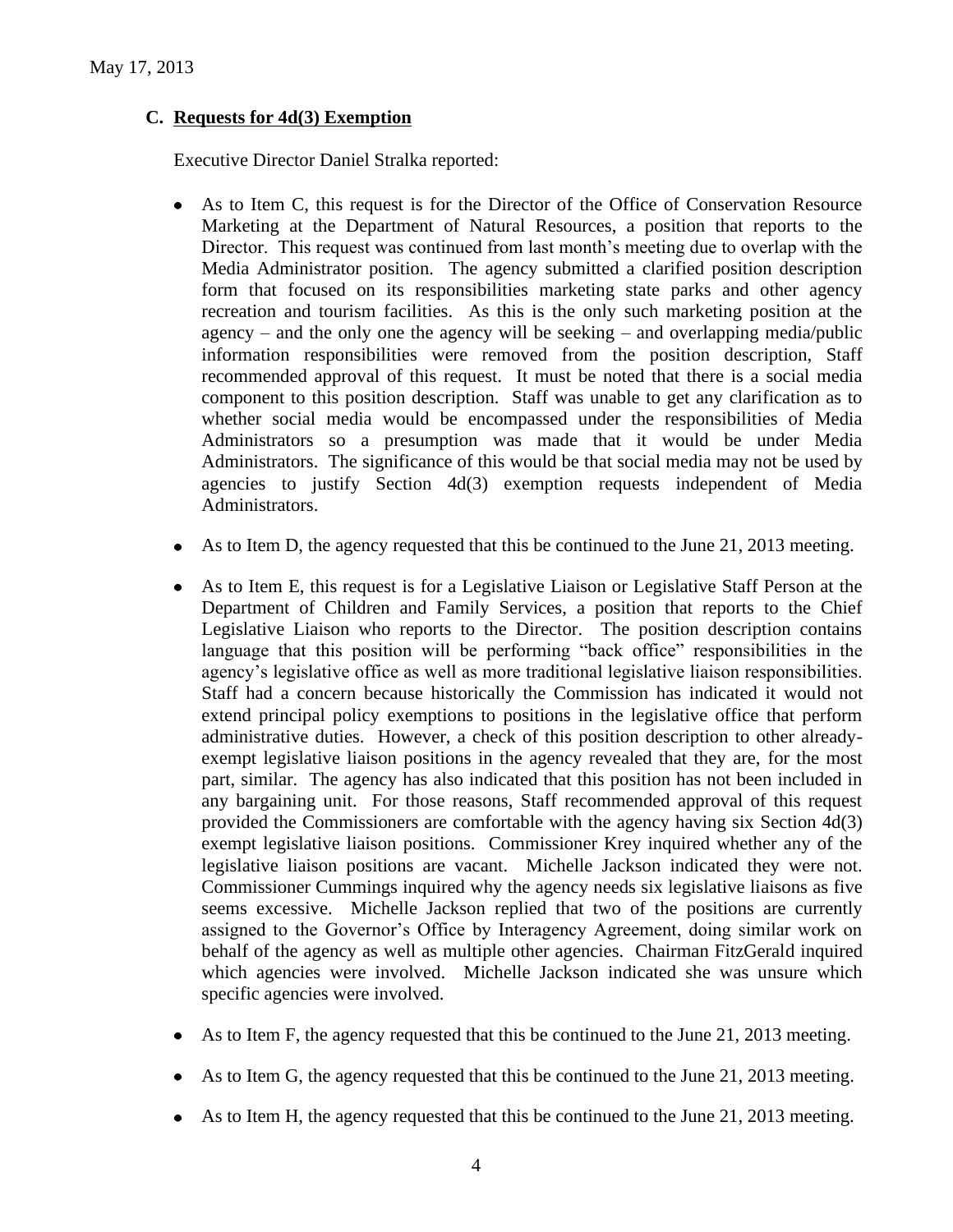May 17, 2013

### C. Requests for 4d(3) Exemption

Executive Director Daniel Stralka reported:

- As to Item C, this request is for the Director of the Office of Conservation Resource Marketing at the Department of Natural Resources, a position that reports to the Director. This request was continued from last month's meeting due to overlap with the Media Administrator position. The agency submitted a clarified position description form that focused on its responsibilities marketing state parks and other agency recreation and tourism facilities. As this is the only such marketing position at the agency – and the only one the agency will be seeking – and overlapping media/public information responsibilities were removed from the position description, Staff recommended approval of this request. It must be noted that there is a social media component to this position description. Staff was unable to get any clarification as to whether social media would be encompassed under the responsibilities of Media Administrators so a presumption was made that it would be under Media Administrators. The significance of this would be that social media may not be used by agencies to justify Section 4d(3) exemption requests independent of Media Administrators.

- As to Item D, the agency requested that this be continued to the June 21, 2013 meeting.

- As to Item E, this request is for a Legislative Liaison or Legislative Staff Person at the Department of Children and Family Services, a position that reports to the Chief Legislative Liaison who reports to the Director. The position description contains language that this position will be performing "back office" responsibilities in the agency's legislative office as well as more traditional legislative liaison responsibilities. Staff had a concern because historically the Commission has indicated it would not extend principal policy exemptions to positions in the legislative office that perform administrative duties. However, a check of this position description to other already-exempt legislative liaison positions in the agency revealed that they are, for the most part, similar. The agency has also indicated that this position has not been included in any bargaining unit. For those reasons, Staff recommended approval of this request provided the Commissioners are comfortable with the agency having six Section 4d(3) exempt legislative liaison positions. Commissioner Krey inquired whether any of the legislative liaison positions are vacant. Michelle Jackson indicated they were not. Commissioner Cummings inquired why the agency needs six legislative liaisons as five seems excessive. Michelle Jackson replied that two of the positions are currently assigned to the Governor's Office by Interagency Agreement, doing similar work on behalf of the agency as well as multiple other agencies. Chairman FitzGerald inquired which agencies were involved. Michelle Jackson indicated she was unsure which specific agencies were involved.

- As to Item F, the agency requested that this be continued to the June 21, 2013 meeting.

- As to Item G, the agency requested that this be continued to the June 21, 2013 meeting.

- As to Item H, the agency requested that this be continued to the June 21, 2013 meeting.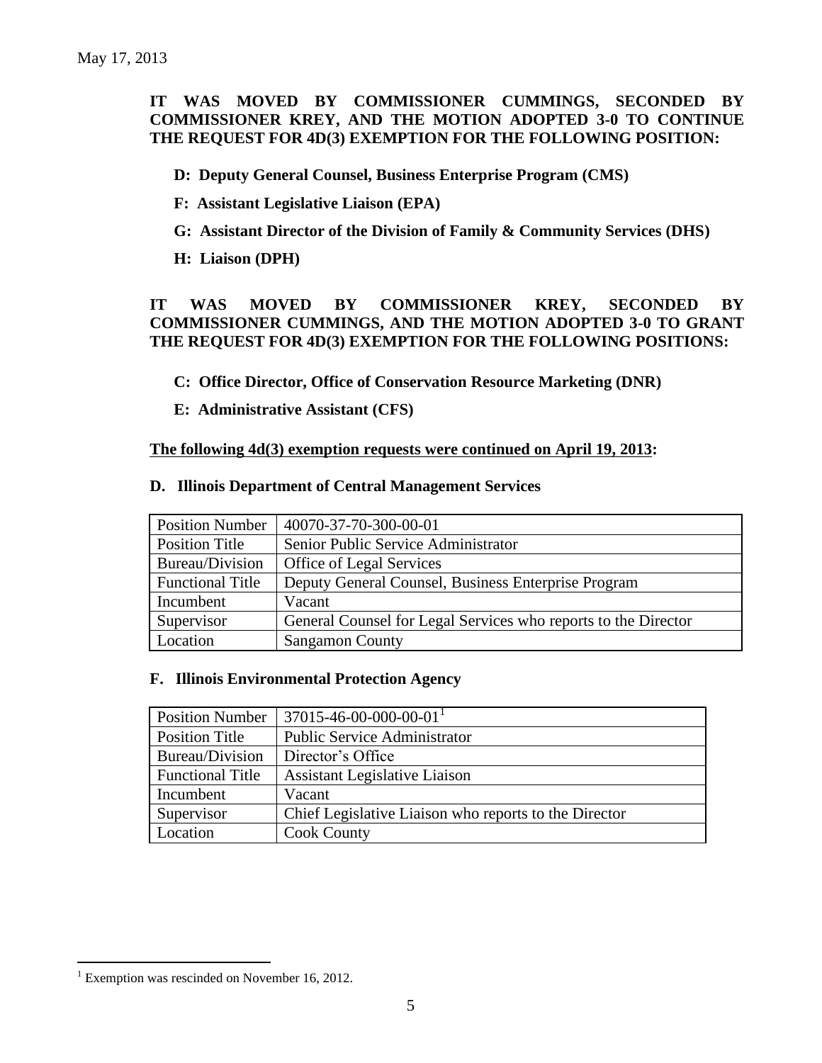**IT WAS MOVED BY COMMISSIONER CUMMINGS, SECONDED BY COMMISSIONER KREY, AND THE MOTION ADOPTED 3-0 TO CONTINUE THE REQUEST FOR 4D(3) EXEMPTION FOR THE FOLLOWING POSITION:**

- **D: Deputy General Counsel, Business Enterprise Program (CMS)**
- **F: Assistant Legislative Liaison (EPA)**
- **G: Assistant Director of the Division of Family & Community Services (DHS)**
- **H: Liaison (DPH)**

**IT WAS MOVED BY COMMISSIONER KREY, SECONDED BY COMMISSIONER CUMMINGS, AND THE MOTION ADOPTED 3-0 TO GRANT THE REQUEST FOR 4D(3) EXEMPTION FOR THE FOLLOWING POSITIONS:**

- **C: Office Director, Office of Conservation Resource Marketing (DNR)**
- **E: Administrative Assistant (CFS)**

**The following 4d(3) exemption requests were continued on April 19, 2013:**

**D. Illinois Department of Central Management Services**

| Position Number | 40070-37-70-300-00-01 |
|---|---|
| Position Title | Senior Public Service Administrator |
| Bureau/Division | Office of Legal Services |
| Functional Title | Deputy General Counsel, Business Enterprise Program |
| Incumbent | Vacant |
| Supervisor | General Counsel for Legal Services who reports to the Director |
| Location | Sangamon County |

**F. Illinois Environmental Protection Agency**

| Position Number | 37015-46-00-000-00-01[1] |
|---|---|
| Position Title | Public Service Administrator |
| Bureau/Division | Director's Office |
| Functional Title | Assistant Legislative Liaison |
| Incumbent | Vacant |
| Supervisor | Chief Legislative Liaison who reports to the Director |
| Location | Cook County |

[1] Exemption was rescinded on November 16, 2012.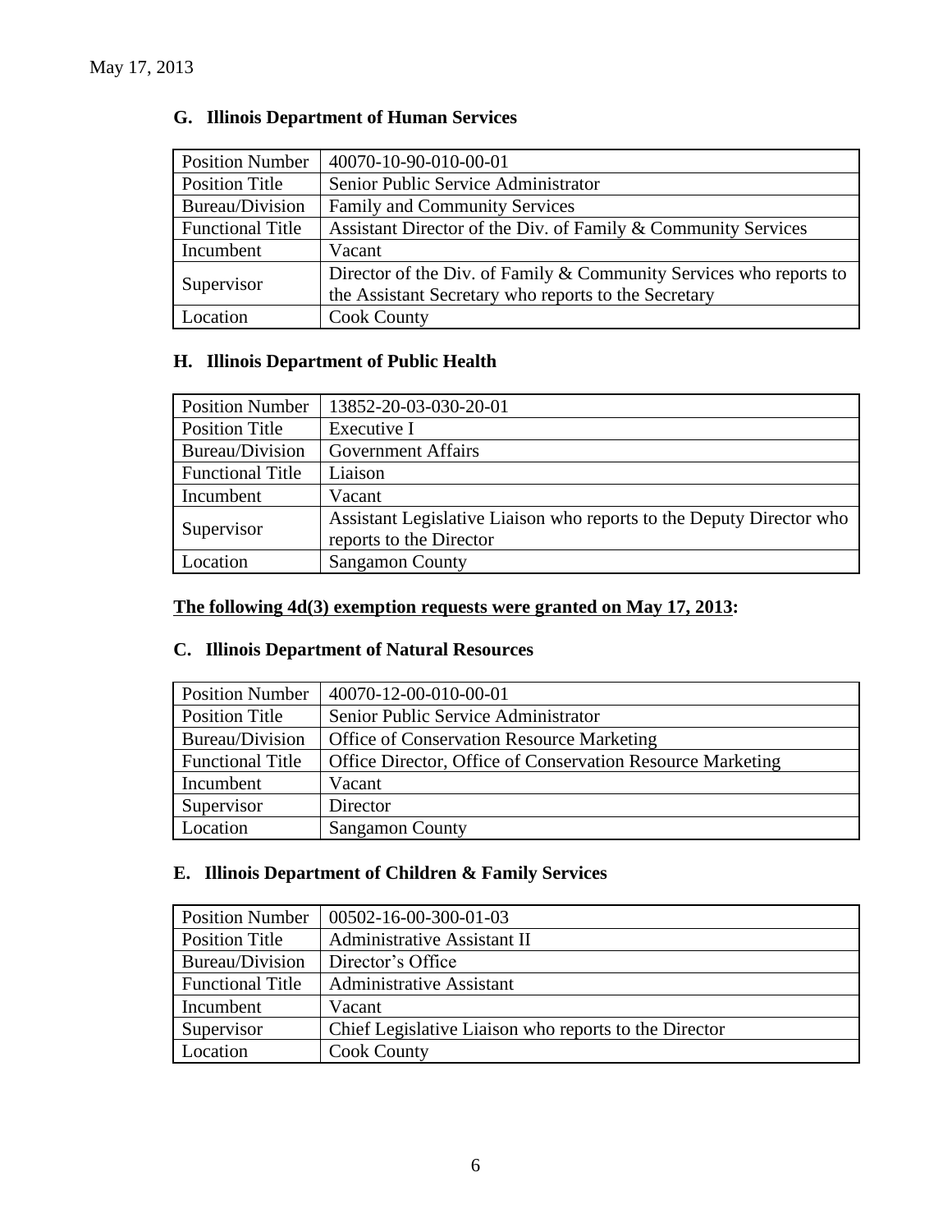May 17, 2013

### G. Illinois Department of Human Services

| Position Number | 40070-10-90-010-00-01 |
|---|---|
| Position Title | Senior Public Service Administrator |
| Bureau/Division | Family and Community Services |
| Functional Title | Assistant Director of the Div. of Family & Community Services |
| Incumbent | Vacant |
| Supervisor | Director of the Div. of Family & Community Services who reports to the Assistant Secretary who reports to the Secretary |
| Location | Cook County |

### H. Illinois Department of Public Health

| Position Number | 13852-20-03-030-20-01 |
|---|---|
| Position Title | Executive I |
| Bureau/Division | Government Affairs |
| Functional Title | Liaison |
| Incumbent | Vacant |
| Supervisor | Assistant Legislative Liaison who reports to the Deputy Director who reports to the Director |
| Location | Sangamon County |

**<u>The following 4d(3) exemption requests were granted on May 17, 2013</u>:**

### C. Illinois Department of Natural Resources

| Position Number | 40070-12-00-010-00-01 |
|---|---|
| Position Title | Senior Public Service Administrator |
| Bureau/Division | Office of Conservation Resource Marketing |
| Functional Title | Office Director, Office of Conservation Resource Marketing |
| Incumbent | Vacant |
| Supervisor | Director |
| Location | Sangamon County |

### E. Illinois Department of Children & Family Services

| Position Number | 00502-16-00-300-01-03 |
|---|---|
| Position Title | Administrative Assistant II |
| Bureau/Division | Director's Office |
| Functional Title | Administrative Assistant |
| Incumbent | Vacant |
| Supervisor | Chief Legislative Liaison who reports to the Director |
| Location | Cook County |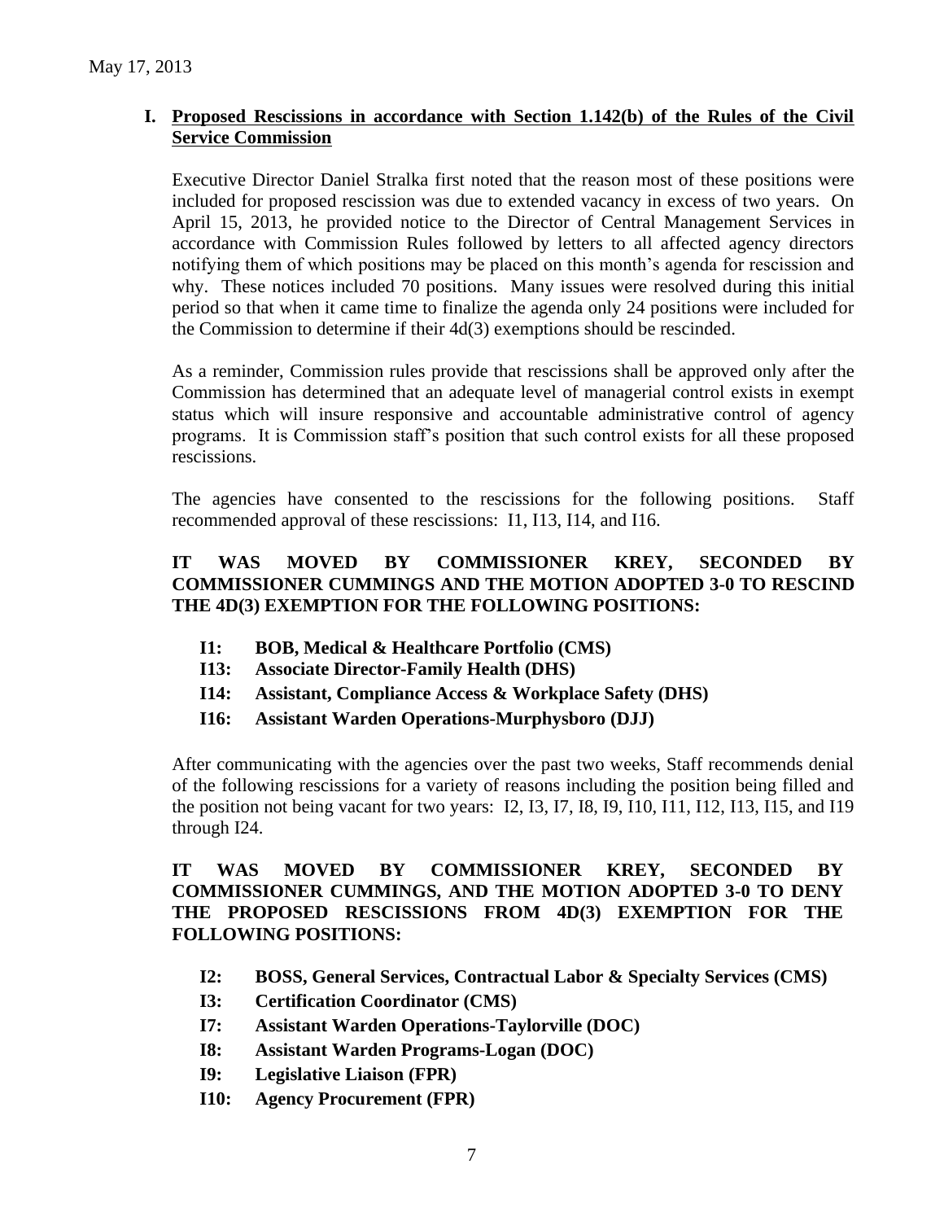May 17, 2013

## I. Proposed Rescissions in accordance with Section 1.142(b) of the Rules of the Civil Service Commission

Executive Director Daniel Stralka first noted that the reason most of these positions were included for proposed rescission was due to extended vacancy in excess of two years. On April 15, 2013, he provided notice to the Director of Central Management Services in accordance with Commission Rules followed by letters to all affected agency directors notifying them of which positions may be placed on this month's agenda for rescission and why. These notices included 70 positions. Many issues were resolved during this initial period so that when it came time to finalize the agenda only 24 positions were included for the Commission to determine if their 4d(3) exemptions should be rescinded.

As a reminder, Commission rules provide that rescissions shall be approved only after the Commission has determined that an adequate level of managerial control exists in exempt status which will insure responsive and accountable administrative control of agency programs. It is Commission staff's position that such control exists for all these proposed rescissions.

The agencies have consented to the rescissions for the following positions. Staff recommended approval of these rescissions: I1, I13, I14, and I16.

**IT WAS MOVED BY COMMISSIONER KREY, SECONDED BY COMMISSIONER CUMMINGS AND THE MOTION ADOPTED 3-0 TO RESCIND THE 4D(3) EXEMPTION FOR THE FOLLOWING POSITIONS:**

- **I1: BOB, Medical & Healthcare Portfolio (CMS)**
- **I13: Associate Director-Family Health (DHS)**
- **I14: Assistant, Compliance Access & Workplace Safety (DHS)**
- **I16: Assistant Warden Operations-Murphysboro (DJJ)**

After communicating with the agencies over the past two weeks, Staff recommends denial of the following rescissions for a variety of reasons including the position being filled and the position not being vacant for two years: I2, I3, I7, I8, I9, I10, I11, I12, I13, I15, and I19 through I24.

**IT WAS MOVED BY COMMISSIONER KREY, SECONDED BY COMMISSIONER CUMMINGS, AND THE MOTION ADOPTED 3-0 TO DENY THE PROPOSED RESCISSIONS FROM 4D(3) EXEMPTION FOR THE FOLLOWING POSITIONS:**

- **I2: BOSS, General Services, Contractual Labor & Specialty Services (CMS)**
- **I3: Certification Coordinator (CMS)**
- **I7: Assistant Warden Operations-Taylorville (DOC)**
- **I8: Assistant Warden Programs-Logan (DOC)**
- **I9: Legislative Liaison (FPR)**
- **I10: Agency Procurement (FPR)**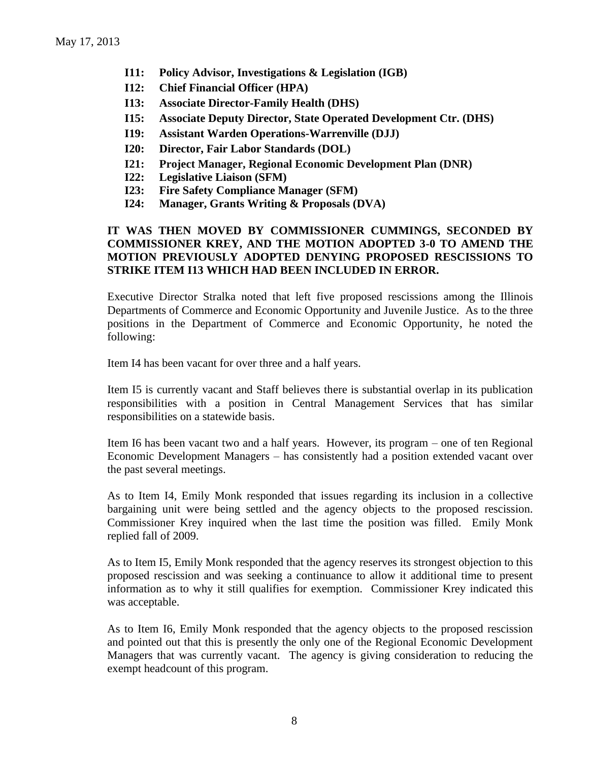- **I11: Policy Advisor, Investigations & Legislation (IGB)**
- **I12: Chief Financial Officer (HPA)**
- **I13: Associate Director-Family Health (DHS)**
- **I15: Associate Deputy Director, State Operated Development Ctr. (DHS)**
- **I19: Assistant Warden Operations-Warrenville (DJJ)**
- **I20: Director, Fair Labor Standards (DOL)**
- **I21: Project Manager, Regional Economic Development Plan (DNR)**
- **I22: Legislative Liaison (SFM)**
- **I23: Fire Safety Compliance Manager (SFM)**
- **I24: Manager, Grants Writing & Proposals (DVA)**

**IT WAS THEN MOVED BY COMMISSIONER CUMMINGS, SECONDED BY COMMISSIONER KREY, AND THE MOTION ADOPTED 3-0 TO AMEND THE MOTION PREVIOUSLY ADOPTED DENYING PROPOSED RESCISSIONS TO STRIKE ITEM I13 WHICH HAD BEEN INCLUDED IN ERROR.**

Executive Director Stralka noted that left five proposed rescissions among the Illinois Departments of Commerce and Economic Opportunity and Juvenile Justice. As to the three positions in the Department of Commerce and Economic Opportunity, he noted the following:

Item I4 has been vacant for over three and a half years.

Item I5 is currently vacant and Staff believes there is substantial overlap in its publication responsibilities with a position in Central Management Services that has similar responsibilities on a statewide basis.

Item I6 has been vacant two and a half years. However, its program – one of ten Regional Economic Development Managers – has consistently had a position extended vacant over the past several meetings.

As to Item I4, Emily Monk responded that issues regarding its inclusion in a collective bargaining unit were being settled and the agency objects to the proposed rescission. Commissioner Krey inquired when the last time the position was filled. Emily Monk replied fall of 2009.

As to Item I5, Emily Monk responded that the agency reserves its strongest objection to this proposed rescission and was seeking a continuance to allow it additional time to present information as to why it still qualifies for exemption. Commissioner Krey indicated this was acceptable.

As to Item I6, Emily Monk responded that the agency objects to the proposed rescission and pointed out that this is presently the only one of the Regional Economic Development Managers that was currently vacant. The agency is giving consideration to reducing the exempt headcount of this program.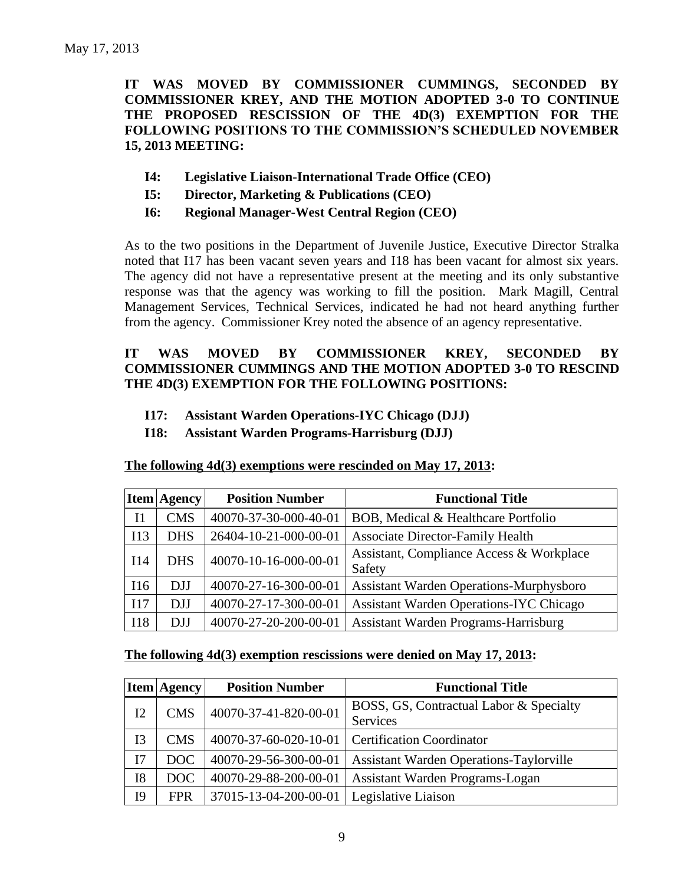May 17, 2013

**IT WAS MOVED BY COMMISSIONER CUMMINGS, SECONDED BY COMMISSIONER KREY, AND THE MOTION ADOPTED 3-0 TO CONTINUE THE PROPOSED RESCISSION OF THE 4D(3) EXEMPTION FOR THE FOLLOWING POSITIONS TO THE COMMISSION'S SCHEDULED NOVEMBER 15, 2013 MEETING:**

- **I4: Legislative Liaison-International Trade Office (CEO)**
- **I5: Director, Marketing & Publications (CEO)**
- **I6: Regional Manager-West Central Region (CEO)**

As to the two positions in the Department of Juvenile Justice, Executive Director Stralka noted that I17 has been vacant seven years and I18 has been vacant for almost six years. The agency did not have a representative present at the meeting and its only substantive response was that the agency was working to fill the position. Mark Magill, Central Management Services, Technical Services, indicated he had not heard anything further from the agency. Commissioner Krey noted the absence of an agency representative.

**IT WAS MOVED BY COMMISSIONER KREY, SECONDED BY COMMISSIONER CUMMINGS AND THE MOTION ADOPTED 3-0 TO RESCIND THE 4D(3) EXEMPTION FOR THE FOLLOWING POSITIONS:**

- **I17: Assistant Warden Operations-IYC Chicago (DJJ)**
- **I18: Assistant Warden Programs-Harrisburg (DJJ)**

**The following 4d(3) exemptions were rescinded on May 17, 2013:**

| Item | Agency | Position Number | Functional Title |
|---|---|---|---|
| I1 | CMS | 40070-37-30-000-40-01 | BOB, Medical & Healthcare Portfolio |
| I13 | DHS | 26404-10-21-000-00-01 | Associate Director-Family Health |
| I14 | DHS | 40070-10-16-000-00-01 | Assistant, Compliance Access & Workplace Safety |
| I16 | DJJ | 40070-27-16-300-00-01 | Assistant Warden Operations-Murphysboro |
| I17 | DJJ | 40070-27-17-300-00-01 | Assistant Warden Operations-IYC Chicago |
| I18 | DJJ | 40070-27-20-200-00-01 | Assistant Warden Programs-Harrisburg |

**The following 4d(3) exemption rescissions were denied on May 17, 2013:**

| Item | Agency | Position Number | Functional Title |
|---|---|---|---|
| I2 | CMS | 40070-37-41-820-00-01 | BOSS, GS, Contractual Labor & Specialty Services |
| I3 | CMS | 40070-37-60-020-10-01 | Certification Coordinator |
| I7 | DOC | 40070-29-56-300-00-01 | Assistant Warden Operations-Taylorville |
| I8 | DOC | 40070-29-88-200-00-01 | Assistant Warden Programs-Logan |
| I9 | FPR | 37015-13-04-200-00-01 | Legislative Liaison |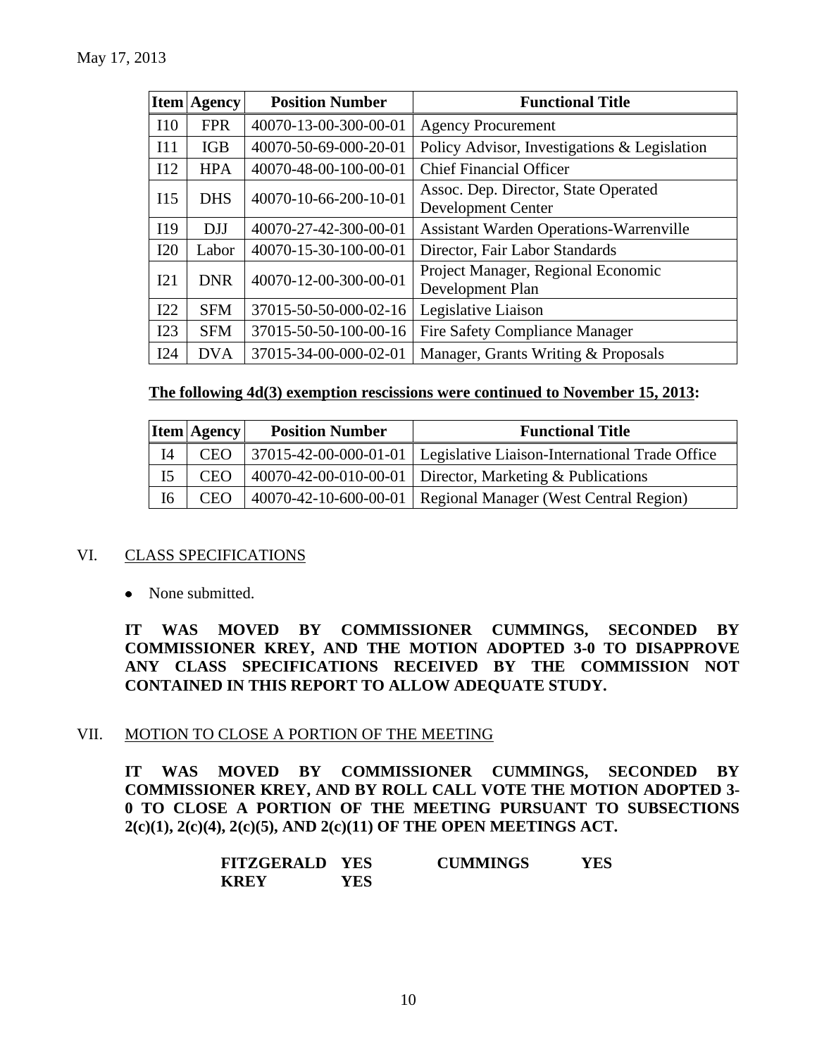May 17, 2013

| Item | Agency | Position Number | Functional Title |
|---|---|---|---|
| I10 | FPR | 40070-13-00-300-00-01 | Agency Procurement |
| I11 | IGB | 40070-50-69-000-20-01 | Policy Advisor, Investigations & Legislation |
| I12 | HPA | 40070-48-00-100-00-01 | Chief Financial Officer |
| I15 | DHS | 40070-10-66-200-10-01 | Assoc. Dep. Director, State Operated Development Center |
| I19 | DJJ | 40070-27-42-300-00-01 | Assistant Warden Operations-Warrenville |
| I20 | Labor | 40070-15-30-100-00-01 | Director, Fair Labor Standards |
| I21 | DNR | 40070-12-00-300-00-01 | Project Manager, Regional Economic Development Plan |
| I22 | SFM | 37015-50-50-000-02-16 | Legislative Liaison |
| I23 | SFM | 37015-50-50-100-00-16 | Fire Safety Compliance Manager |
| I24 | DVA | 37015-34-00-000-02-01 | Manager, Grants Writing & Proposals |

**The following 4d(3) exemption rescissions were continued to November 15, 2013:**

| Item | Agency | Position Number | Functional Title |
|---|---|---|---|
| I4 | CEO | 37015-42-00-000-01-01 | Legislative Liaison-International Trade Office |
| I5 | CEO | 40070-42-00-010-00-01 | Director, Marketing & Publications |
| I6 | CEO | 40070-42-10-600-00-01 | Regional Manager (West Central Region) |

## VI. CLASS SPECIFICATIONS

- None submitted.

**IT WAS MOVED BY COMMISSIONER CUMMINGS, SECONDED BY COMMISSIONER KREY, AND THE MOTION ADOPTED 3-0 TO DISAPPROVE ANY CLASS SPECIFICATIONS RECEIVED BY THE COMMISSION NOT CONTAINED IN THIS REPORT TO ALLOW ADEQUATE STUDY.**

## VII. MOTION TO CLOSE A PORTION OF THE MEETING

**IT WAS MOVED BY COMMISSIONER CUMMINGS, SECONDED BY COMMISSIONER KREY, AND BY ROLL CALL VOTE THE MOTION ADOPTED 3-0 TO CLOSE A PORTION OF THE MEETING PURSUANT TO SUBSECTIONS 2(c)(1), 2(c)(4), 2(c)(5), AND 2(c)(11) OF THE OPEN MEETINGS ACT.**

| | | | |
|---|---|---|---|
| **FITZGERALD** | **YES** | **CUMMINGS** | **YES** |
| **KREY** | **YES** | | |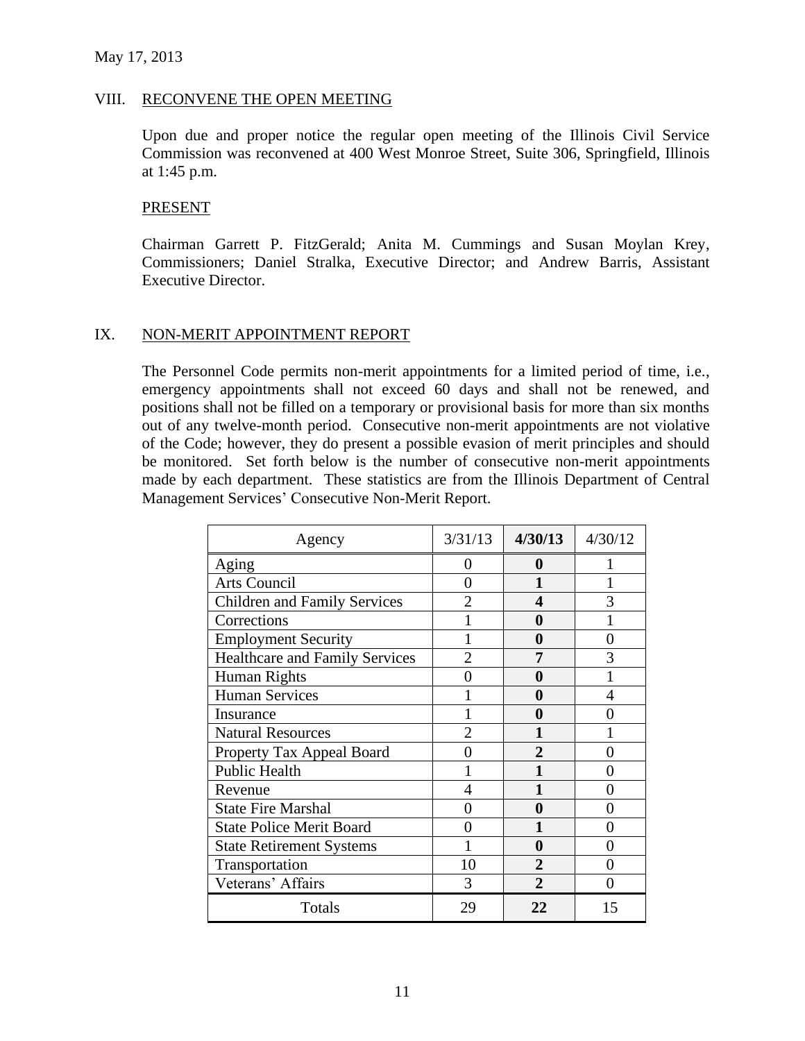May 17, 2013

## VIII. RECONVENE THE OPEN MEETING

Upon due and proper notice the regular open meeting of the Illinois Civil Service Commission was reconvened at 400 West Monroe Street, Suite 306, Springfield, Illinois at 1:45 p.m.

### PRESENT

Chairman Garrett P. FitzGerald; Anita M. Cummings and Susan Moylan Krey, Commissioners; Daniel Stralka, Executive Director; and Andrew Barris, Assistant Executive Director.

## IX. NON-MERIT APPOINTMENT REPORT

The Personnel Code permits non-merit appointments for a limited period of time, i.e., emergency appointments shall not exceed 60 days and shall not be renewed, and positions shall not be filled on a temporary or provisional basis for more than six months out of any twelve-month period. Consecutive non-merit appointments are not violative of the Code; however, they do present a possible evasion of merit principles and should be monitored. Set forth below is the number of consecutive non-merit appointments made by each department. These statistics are from the Illinois Department of Central Management Services' Consecutive Non-Merit Report.

| Agency | 3/31/13 | **4/30/13** | 4/30/12 |
|---|---|---|---|
| Aging | 0 | **0** | 1 |
| Arts Council | 0 | **1** | 1 |
| Children and Family Services | 2 | **4** | 3 |
| Corrections | 1 | **0** | 1 |
| Employment Security | 1 | **0** | 0 |
| Healthcare and Family Services | 2 | **7** | 3 |
| Human Rights | 0 | **0** | 1 |
| Human Services | 1 | **0** | 4 |
| Insurance | 1 | **0** | 0 |
| Natural Resources | 2 | **1** | 1 |
| Property Tax Appeal Board | 0 | **2** | 0 |
| Public Health | 1 | **1** | 0 |
| Revenue | 4 | **1** | 0 |
| State Fire Marshal | 0 | **0** | 0 |
| State Police Merit Board | 0 | **1** | 0 |
| State Retirement Systems | 1 | **0** | 0 |
| Transportation | 10 | **2** | 0 |
| Veterans' Affairs | 3 | **2** | 0 |
| Totals | 29 | **22** | 15 |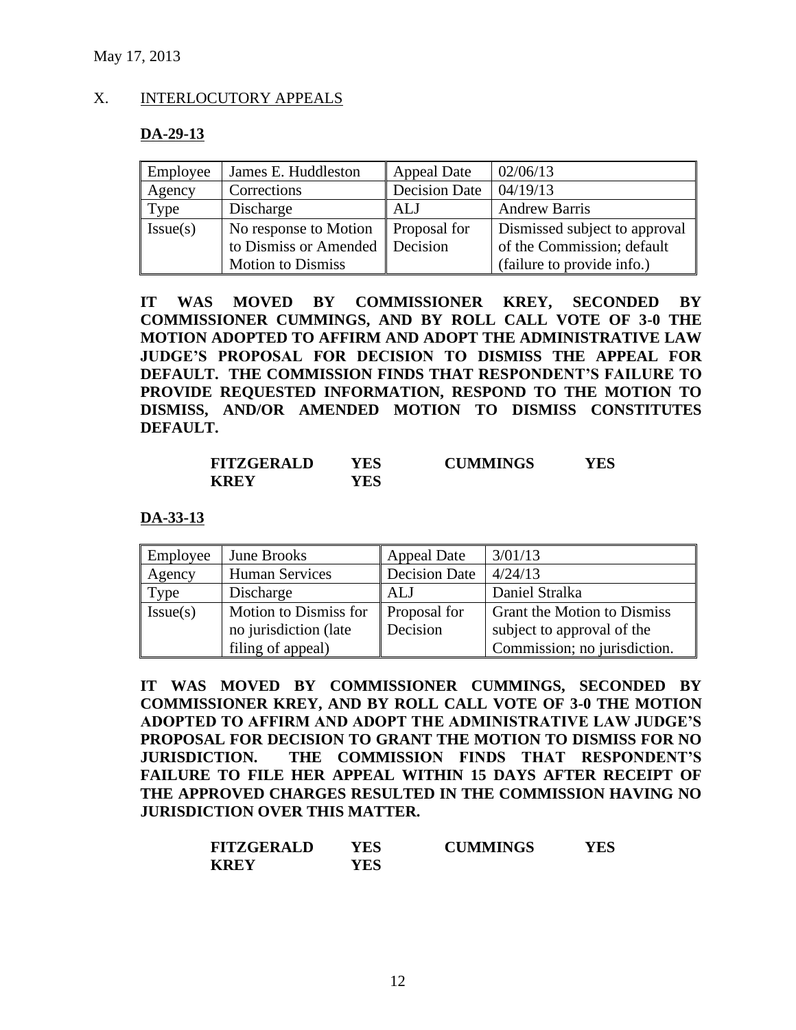May 17, 2013

## X. INTERLOCUTORY APPEALS

### DA-29-13

| Employee | James E. Huddleston | Appeal Date | 02/06/13 |
|---|---|---|---|
| Agency | Corrections | Decision Date | 04/19/13 |
| Type | Discharge | ALJ | Andrew Barris |
| Issue(s) | No response to Motion to Dismiss or Amended Motion to Dismiss | Proposal for Decision | Dismissed subject to approval of the Commission; default (failure to provide info.) |

**IT WAS MOVED BY COMMISSIONER KREY, SECONDED BY COMMISSIONER CUMMINGS, AND BY ROLL CALL VOTE OF 3-0 THE MOTION ADOPTED TO AFFIRM AND ADOPT THE ADMINISTRATIVE LAW JUDGE'S PROPOSAL FOR DECISION TO DISMISS THE APPEAL FOR DEFAULT. THE COMMISSION FINDS THAT RESPONDENT'S FAILURE TO PROVIDE REQUESTED INFORMATION, RESPOND TO THE MOTION TO DISMISS, AND/OR AMENDED MOTION TO DISMISS CONSTITUTES DEFAULT.**

| | | | |
|---|---|---|---|
| **FITZGERALD** | **YES** | **CUMMINGS** | **YES** |
| **KREY** | **YES** | | |

### DA-33-13

| Employee | June Brooks | Appeal Date | 3/01/13 |
|---|---|---|---|
| Agency | Human Services | Decision Date | 4/24/13 |
| Type | Discharge | ALJ | Daniel Stralka |
| Issue(s) | Motion to Dismiss for no jurisdiction (late filing of appeal) | Proposal for Decision | Grant the Motion to Dismiss subject to approval of the Commission; no jurisdiction. |

**IT WAS MOVED BY COMMISSIONER CUMMINGS, SECONDED BY COMMISSIONER KREY, AND BY ROLL CALL VOTE OF 3-0 THE MOTION ADOPTED TO AFFIRM AND ADOPT THE ADMINISTRATIVE LAW JUDGE'S PROPOSAL FOR DECISION TO GRANT THE MOTION TO DISMISS FOR NO JURISDICTION. THE COMMISSION FINDS THAT RESPONDENT'S FAILURE TO FILE HER APPEAL WITHIN 15 DAYS AFTER RECEIPT OF THE APPROVED CHARGES RESULTED IN THE COMMISSION HAVING NO JURISDICTION OVER THIS MATTER.**

| | | | |
|---|---|---|---|
| **FITZGERALD** | **YES** | **CUMMINGS** | **YES** |
| **KREY** | **YES** | | |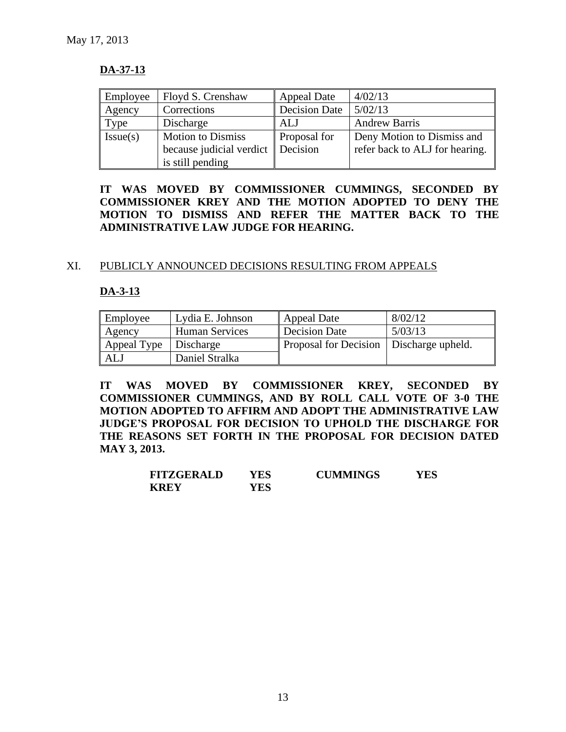May 17, 2013

**DA-37-13**

| Employee | Floyd S. Crenshaw | Appeal Date | 4/02/13 |
|---|---|---|---|
| Agency | Corrections | Decision Date | 5/02/13 |
| Type | Discharge | ALJ | Andrew Barris |
| Issue(s) | Motion to Dismiss because judicial verdict is still pending | Proposal for Decision | Deny Motion to Dismiss and refer back to ALJ for hearing. |

**IT WAS MOVED BY COMMISSIONER CUMMINGS, SECONDED BY COMMISSIONER KREY AND THE MOTION ADOPTED TO DENY THE MOTION TO DISMISS AND REFER THE MATTER BACK TO THE ADMINISTRATIVE LAW JUDGE FOR HEARING.**

## XI. PUBLICLY ANNOUNCED DECISIONS RESULTING FROM APPEALS

**DA-3-13**

| Employee | Lydia E. Johnson | Appeal Date | 8/02/12 |
|---|---|---|---|
| Agency | Human Services | Decision Date | 5/03/13 |
| Appeal Type | Discharge | Proposal for Decision | Discharge upheld. |
| ALJ | Daniel Stralka | | |

**IT WAS MOVED BY COMMISSIONER KREY, SECONDED BY COMMISSIONER CUMMINGS, AND BY ROLL CALL VOTE OF 3-0 THE MOTION ADOPTED TO AFFIRM AND ADOPT THE ADMINISTRATIVE LAW JUDGE'S PROPOSAL FOR DECISION TO UPHOLD THE DISCHARGE FOR THE REASONS SET FORTH IN THE PROPOSAL FOR DECISION DATED MAY 3, 2013.**

| | | | |
|---|---|---|---|
| **FITZGERALD** | **YES** | **CUMMINGS** | **YES** |
| **KREY** | **YES** | | |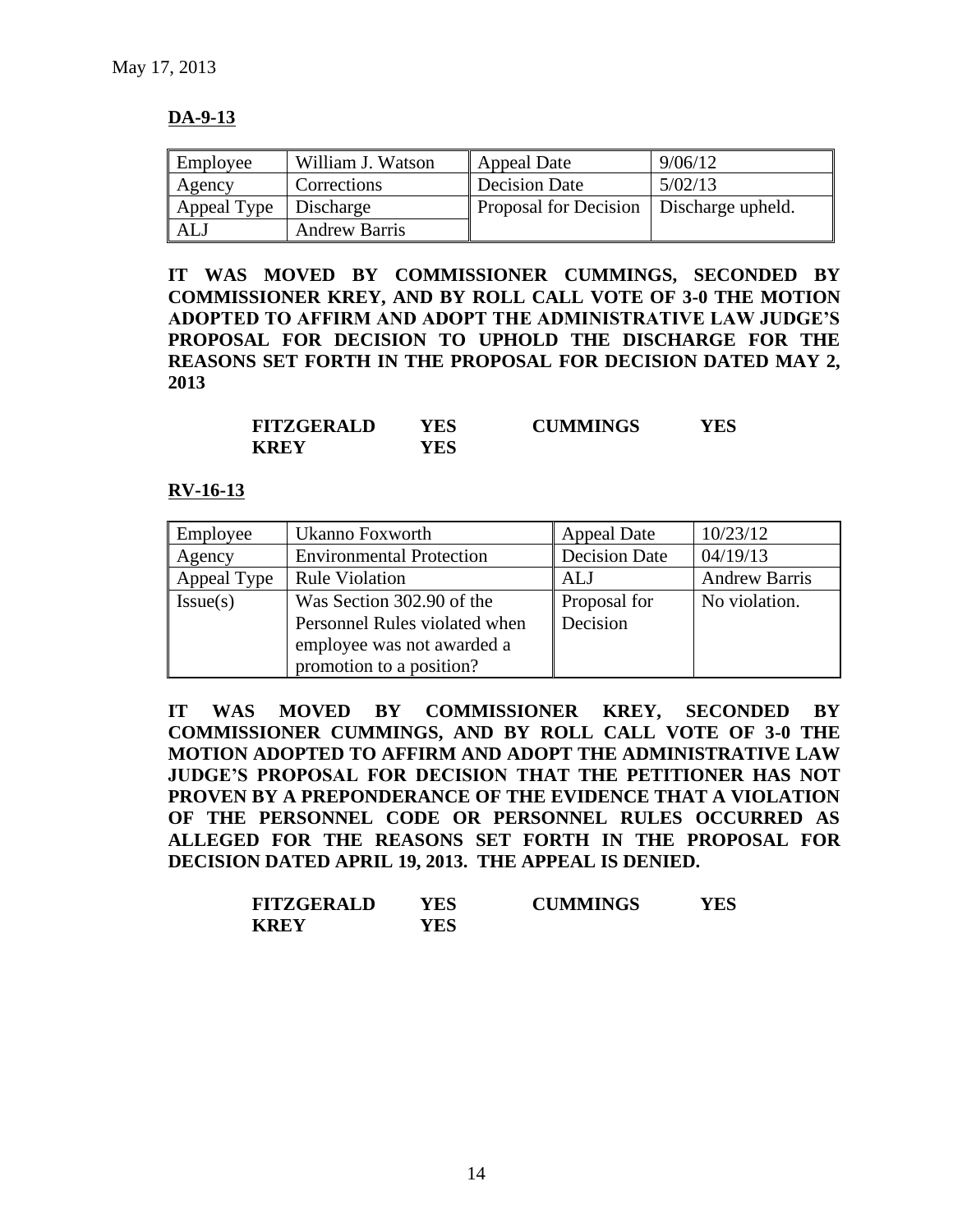May 17, 2013

**DA-9-13**

| Employee | William J. Watson | Appeal Date | 9/06/12 |
|---|---|---|---|
| Agency | Corrections | Decision Date | 5/02/13 |
| Appeal Type | Discharge | Proposal for Decision | Discharge upheld. |
| ALJ | Andrew Barris | | |

**IT WAS MOVED BY COMMISSIONER CUMMINGS, SECONDED BY COMMISSIONER KREY, AND BY ROLL CALL VOTE OF 3-0 THE MOTION ADOPTED TO AFFIRM AND ADOPT THE ADMINISTRATIVE LAW JUDGE'S PROPOSAL FOR DECISION TO UPHOLD THE DISCHARGE FOR THE REASONS SET FORTH IN THE PROPOSAL FOR DECISION DATED MAY 2, 2013**

| | | | |
|---|---|---|---|
| **FITZGERALD** | **YES** | **CUMMINGS** | **YES** |
| **KREY** | **YES** | | |

**RV-16-13**

| Employee | Ukanno Foxworth | Appeal Date | 10/23/12 |
|---|---|---|---|
| Agency | Environmental Protection | Decision Date | 04/19/13 |
| Appeal Type | Rule Violation | ALJ | Andrew Barris |
| Issue(s) | Was Section 302.90 of the Personnel Rules violated when employee was not awarded a promotion to a position? | Proposal for Decision | No violation. |

**IT WAS MOVED BY COMMISSIONER KREY, SECONDED BY COMMISSIONER CUMMINGS, AND BY ROLL CALL VOTE OF 3-0 THE MOTION ADOPTED TO AFFIRM AND ADOPT THE ADMINISTRATIVE LAW JUDGE'S PROPOSAL FOR DECISION THAT THE PETITIONER HAS NOT PROVEN BY A PREPONDERANCE OF THE EVIDENCE THAT A VIOLATION OF THE PERSONNEL CODE OR PERSONNEL RULES OCCURRED AS ALLEGED FOR THE REASONS SET FORTH IN THE PROPOSAL FOR DECISION DATED APRIL 19, 2013. THE APPEAL IS DENIED.**

| | | | |
|---|---|---|---|
| **FITZGERALD** | **YES** | **CUMMINGS** | **YES** |
| **KREY** | **YES** | | |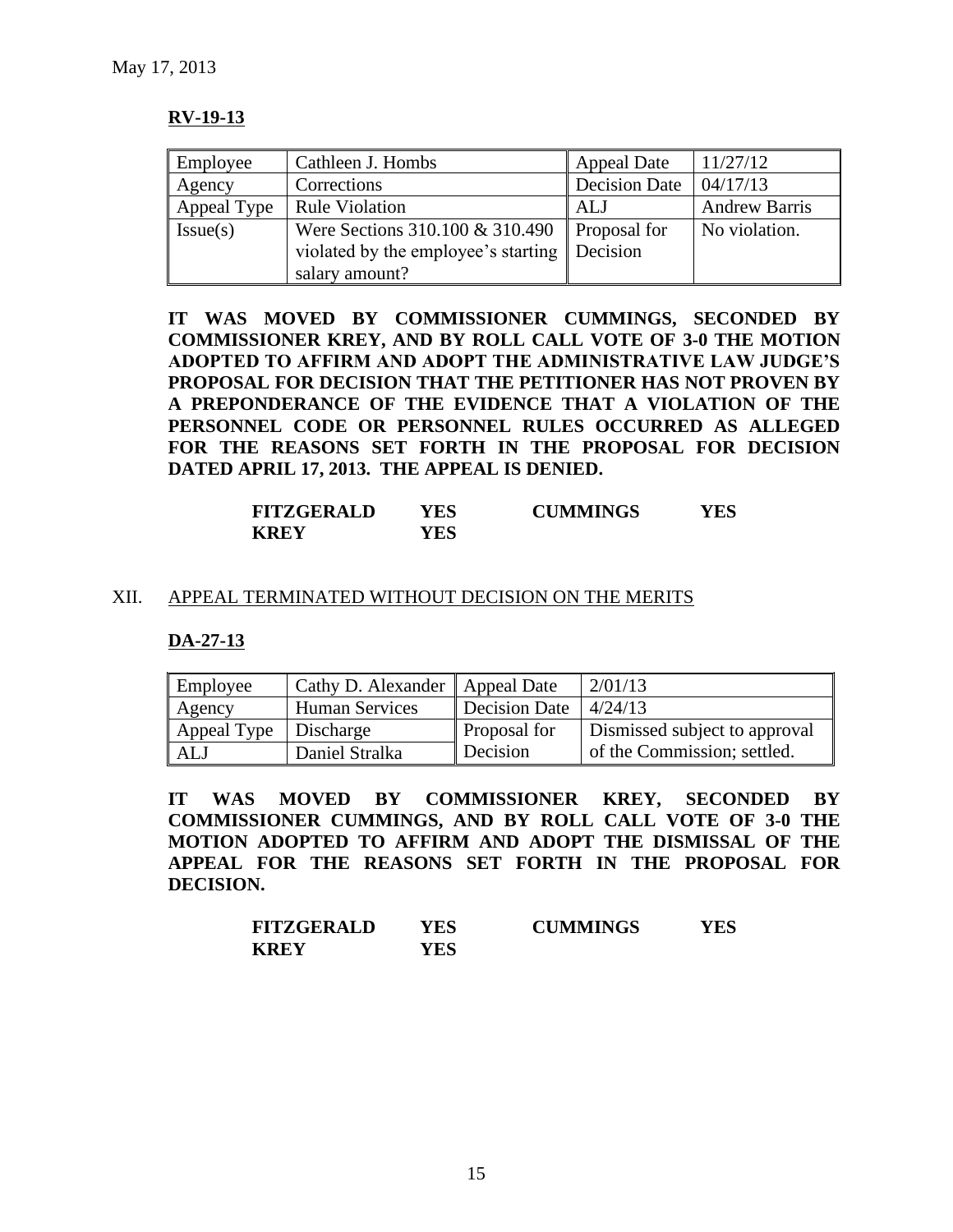May 17, 2013

**RV-19-13**

| Employee | Cathleen J. Hombs | Appeal Date | 11/27/12 |
|---|---|---|---|
| Agency | Corrections | Decision Date | 04/17/13 |
| Appeal Type | Rule Violation | ALJ | Andrew Barris |
| Issue(s) | Were Sections 310.100 & 310.490 violated by the employee's starting salary amount? | Proposal for Decision | No violation. |

**IT WAS MOVED BY COMMISSIONER CUMMINGS, SECONDED BY COMMISSIONER KREY, AND BY ROLL CALL VOTE OF 3-0 THE MOTION ADOPTED TO AFFIRM AND ADOPT THE ADMINISTRATIVE LAW JUDGE'S PROPOSAL FOR DECISION THAT THE PETITIONER HAS NOT PROVEN BY A PREPONDERANCE OF THE EVIDENCE THAT A VIOLATION OF THE PERSONNEL CODE OR PERSONNEL RULES OCCURRED AS ALLEGED FOR THE REASONS SET FORTH IN THE PROPOSAL FOR DECISION DATED APRIL 17, 2013. THE APPEAL IS DENIED.**

| | | | |
|---|---|---|---|
| **FITZGERALD** | **YES** | **CUMMINGS** | **YES** |
| **KREY** | **YES** | | |

XII. APPEAL TERMINATED WITHOUT DECISION ON THE MERITS

**DA-27-13**

| Employee | Cathy D. Alexander | Appeal Date | 2/01/13 |
|---|---|---|---|
| Agency | Human Services | Decision Date | 4/24/13 |
| Appeal Type | Discharge | Proposal for Decision | Dismissed subject to approval of the Commission; settled. |
| ALJ | Daniel Stralka | | |

**IT WAS MOVED BY COMMISSIONER KREY, SECONDED BY COMMISSIONER CUMMINGS, AND BY ROLL CALL VOTE OF 3-0 THE MOTION ADOPTED TO AFFIRM AND ADOPT THE DISMISSAL OF THE APPEAL FOR THE REASONS SET FORTH IN THE PROPOSAL FOR DECISION.**

| | | | |
|---|---|---|---|
| **FITZGERALD** | **YES** | **CUMMINGS** | **YES** |
| **KREY** | **YES** | | |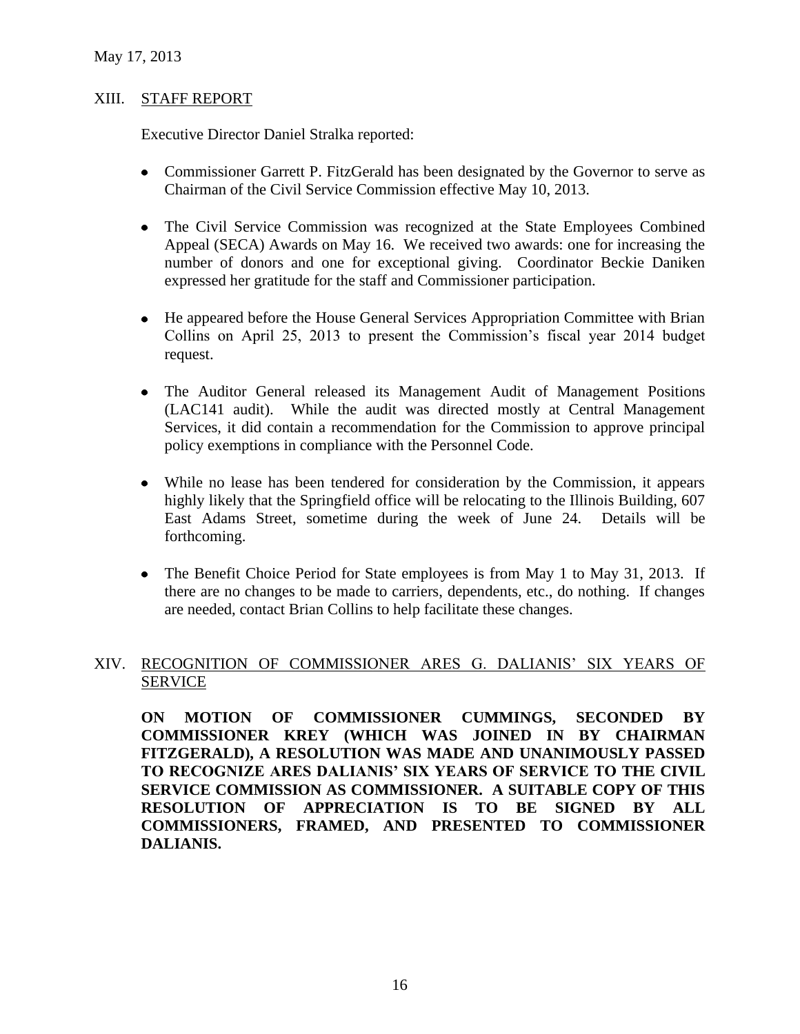May 17, 2013

## XIII. STAFF REPORT

Executive Director Daniel Stralka reported:

- Commissioner Garrett P. FitzGerald has been designated by the Governor to serve as Chairman of the Civil Service Commission effective May 10, 2013.
- The Civil Service Commission was recognized at the State Employees Combined Appeal (SECA) Awards on May 16. We received two awards: one for increasing the number of donors and one for exceptional giving. Coordinator Beckie Daniken expressed her gratitude for the staff and Commissioner participation.
- He appeared before the House General Services Appropriation Committee with Brian Collins on April 25, 2013 to present the Commission's fiscal year 2014 budget request.
- The Auditor General released its Management Audit of Management Positions (LAC141 audit). While the audit was directed mostly at Central Management Services, it did contain a recommendation for the Commission to approve principal policy exemptions in compliance with the Personnel Code.
- While no lease has been tendered for consideration by the Commission, it appears highly likely that the Springfield office will be relocating to the Illinois Building, 607 East Adams Street, sometime during the week of June 24. Details will be forthcoming.
- The Benefit Choice Period for State employees is from May 1 to May 31, 2013. If there are no changes to be made to carriers, dependents, etc., do nothing. If changes are needed, contact Brian Collins to help facilitate these changes.

## XIV. RECOGNITION OF COMMISSIONER ARES G. DALIANIS' SIX YEARS OF SERVICE

**ON MOTION OF COMMISSIONER CUMMINGS, SECONDED BY COMMISSIONER KREY (WHICH WAS JOINED IN BY CHAIRMAN FITZGERALD), A RESOLUTION WAS MADE AND UNANIMOUSLY PASSED TO RECOGNIZE ARES DALIANIS' SIX YEARS OF SERVICE TO THE CIVIL SERVICE COMMISSION AS COMMISSIONER. A SUITABLE COPY OF THIS RESOLUTION OF APPRECIATION IS TO BE SIGNED BY ALL COMMISSIONERS, FRAMED, AND PRESENTED TO COMMISSIONER DALIANIS.**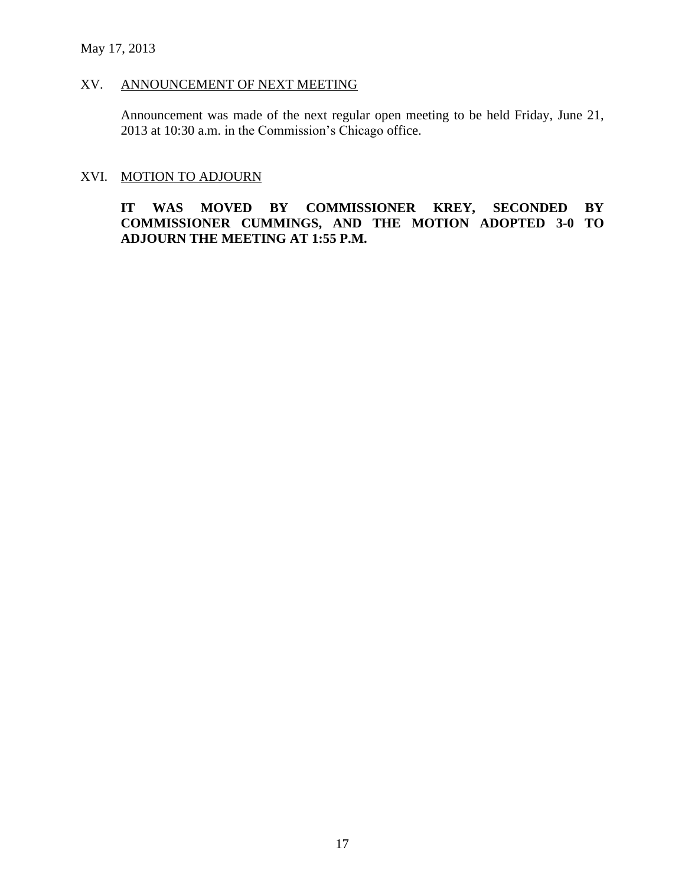## XV. ANNOUNCEMENT OF NEXT MEETING

Announcement was made of the next regular open meeting to be held Friday, June 21, 2013 at 10:30 a.m. in the Commission's Chicago office.

## XVI. MOTION TO ADJOURN

**IT WAS MOVED BY COMMISSIONER KREY, SECONDED BY COMMISSIONER CUMMINGS, AND THE MOTION ADOPTED 3-0 TO ADJOURN THE MEETING AT 1:55 P.M.**